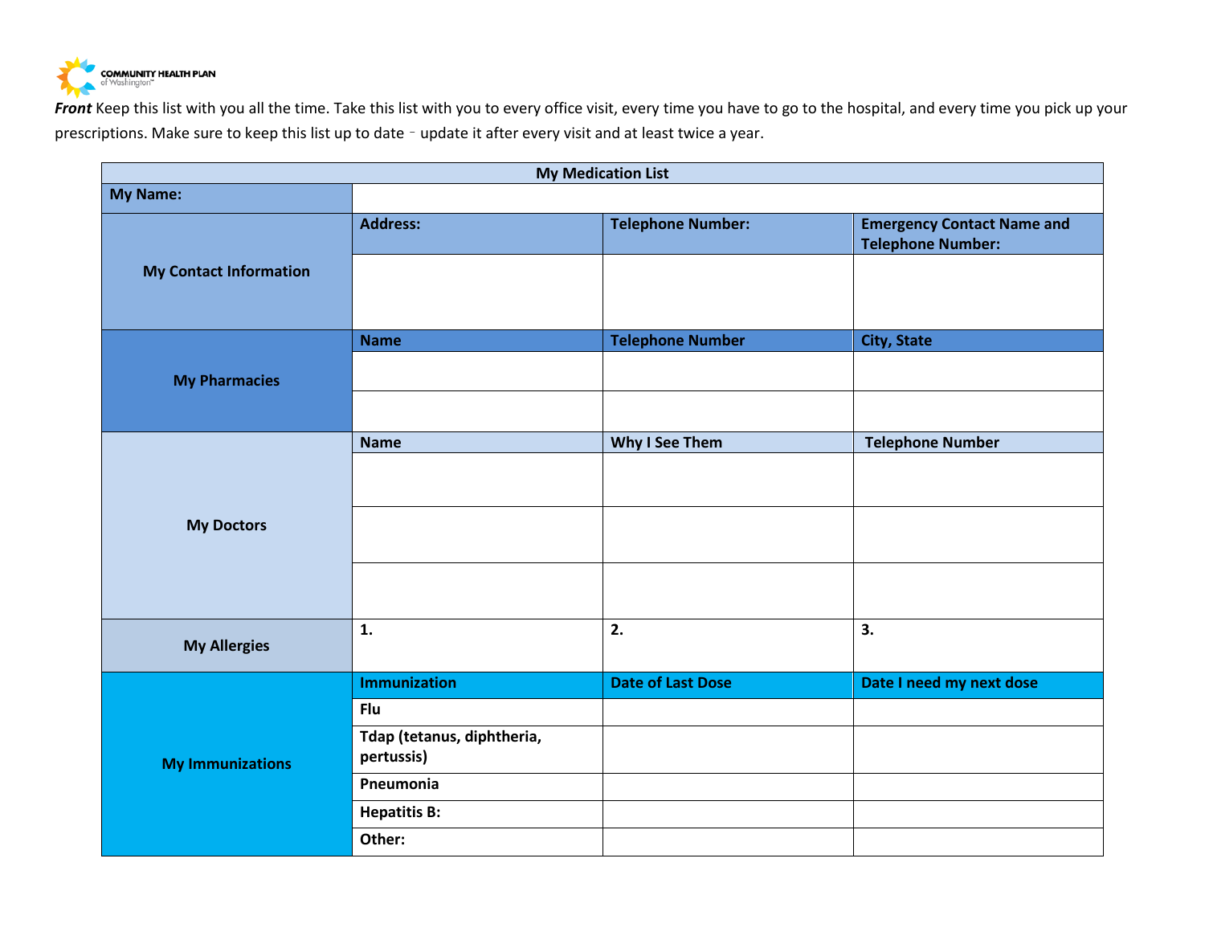COMMUNITY HEALTH PLAN of Washington

***Front*** Keep this list with you all the time. Take this list with you to every office visit, every time you have to go to the hospital, and every time you pick up your prescriptions. Make sure to keep this list up to date – update it after every visit and at least twice a year.

| My Medication List | | | |
|---|---|---|---|
| **My Name:** | | | |
| **My Contact Information** | **Address:** | **Telephone Number:** | **Emergency Contact Name and Telephone Number:** |
| | | | |
| **My Pharmacies** | **Name** | **Telephone Number** | **City, State** |
| | | | |
| | | | |
| **My Doctors** | **Name** | **Why I See Them** | **Telephone Number** |
| | | | |
| | | | |
| | | | |
| **My Allergies** | **1.** | **2.** | **3.** |
| **My Immunizations** | **Immunization** | **Date of Last Dose** | **Date I need my next dose** |
| | **Flu** | | |
| | **Tdap (tetanus, diphtheria, pertussis)** | | |
| | **Pneumonia** | | |
| | **Hepatitis B:** | | |
| | **Other:** | | |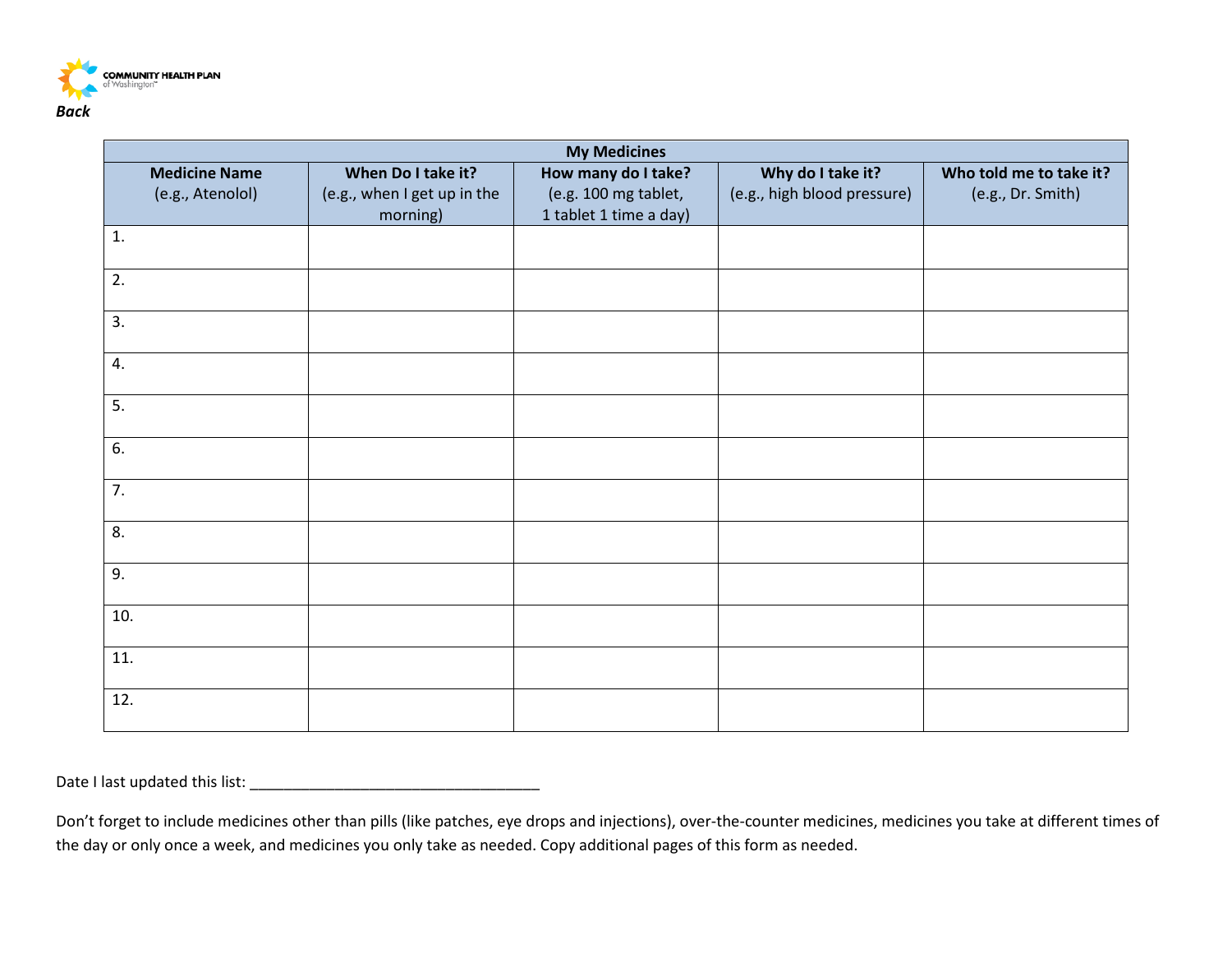COMMUNITY HEALTH PLAN of Washington

***Back***

| My Medicines | | | | |
|---|---|---|---|---|
| **Medicine Name** (e.g., Atenolol) | **When Do I take it?** (e.g., when I get up in the morning) | **How many do I take?** (e.g. 100 mg tablet, 1 tablet 1 time a day) | **Why do I take it?** (e.g., high blood pressure) | **Who told me to take it?** (e.g., Dr. Smith) |
| 1. | | | | |
| 2. | | | | |
| 3. | | | | |
| 4. | | | | |
| 5. | | | | |
| 6. | | | | |
| 7. | | | | |
| 8. | | | | |
| 9. | | | | |
| 10. | | | | |
| 11. | | | | |
| 12. | | | | |

Date I last updated this list: ___________________________________

Don't forget to include medicines other than pills (like patches, eye drops and injections), over-the-counter medicines, medicines you take at different times of the day or only once a week, and medicines you only take as needed. Copy additional pages of this form as needed.